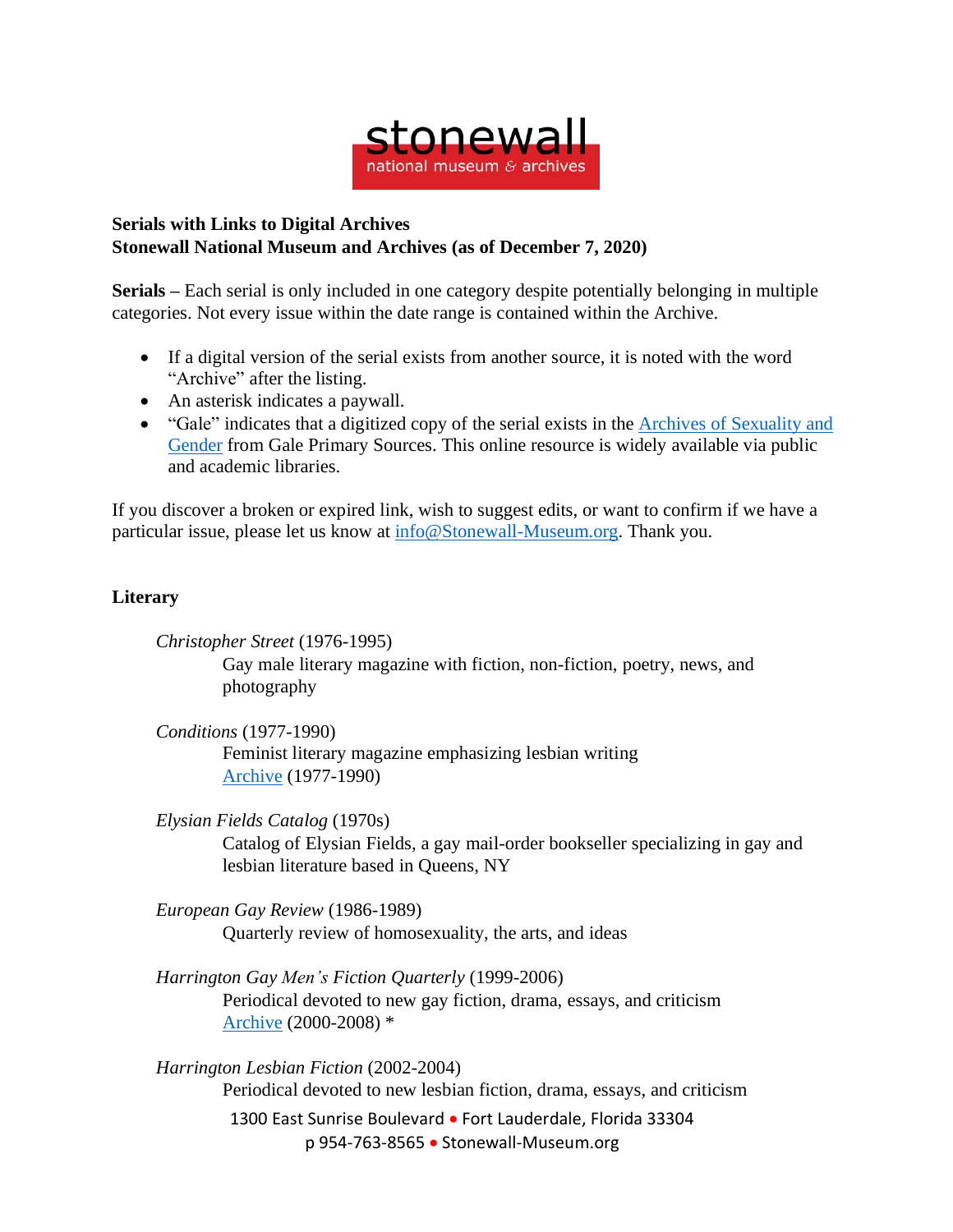**Serials with Links to Digital Archives**
**Stonewall National Museum and Archives (as of December 7, 2020)**

**Serials –** Each serial is only included in one category despite potentially belonging in multiple categories. Not every issue within the date range is contained within the Archive.

- If a digital version of the serial exists from another source, it is noted with the word "Archive" after the listing.
- An asterisk indicates a paywall.
- "Gale" indicates that a digitized copy of the serial exists in the Archives of Sexuality and Gender from Gale Primary Sources. This online resource is widely available via public and academic libraries.

If you discover a broken or expired link, wish to suggest edits, or want to confirm if we have a particular issue, please let us know at info@Stonewall-Museum.org. Thank you.

## Literary

*Christopher Street* (1976-1995)
Gay male literary magazine with fiction, non-fiction, poetry, news, and photography

*Conditions* (1977-1990)
Feminist literary magazine emphasizing lesbian writing
Archive (1977-1990)

*Elysian Fields Catalog* (1970s)
Catalog of Elysian Fields, a gay mail-order bookseller specializing in gay and lesbian literature based in Queens, NY

*European Gay Review* (1986-1989)
Quarterly review of homosexuality, the arts, and ideas

*Harrington Gay Men's Fiction Quarterly* (1999-2006)
Periodical devoted to new gay fiction, drama, essays, and criticism
Archive (2000-2008) *

*Harrington Lesbian Fiction* (2002-2004)
Periodical devoted to new lesbian fiction, drama, essays, and criticism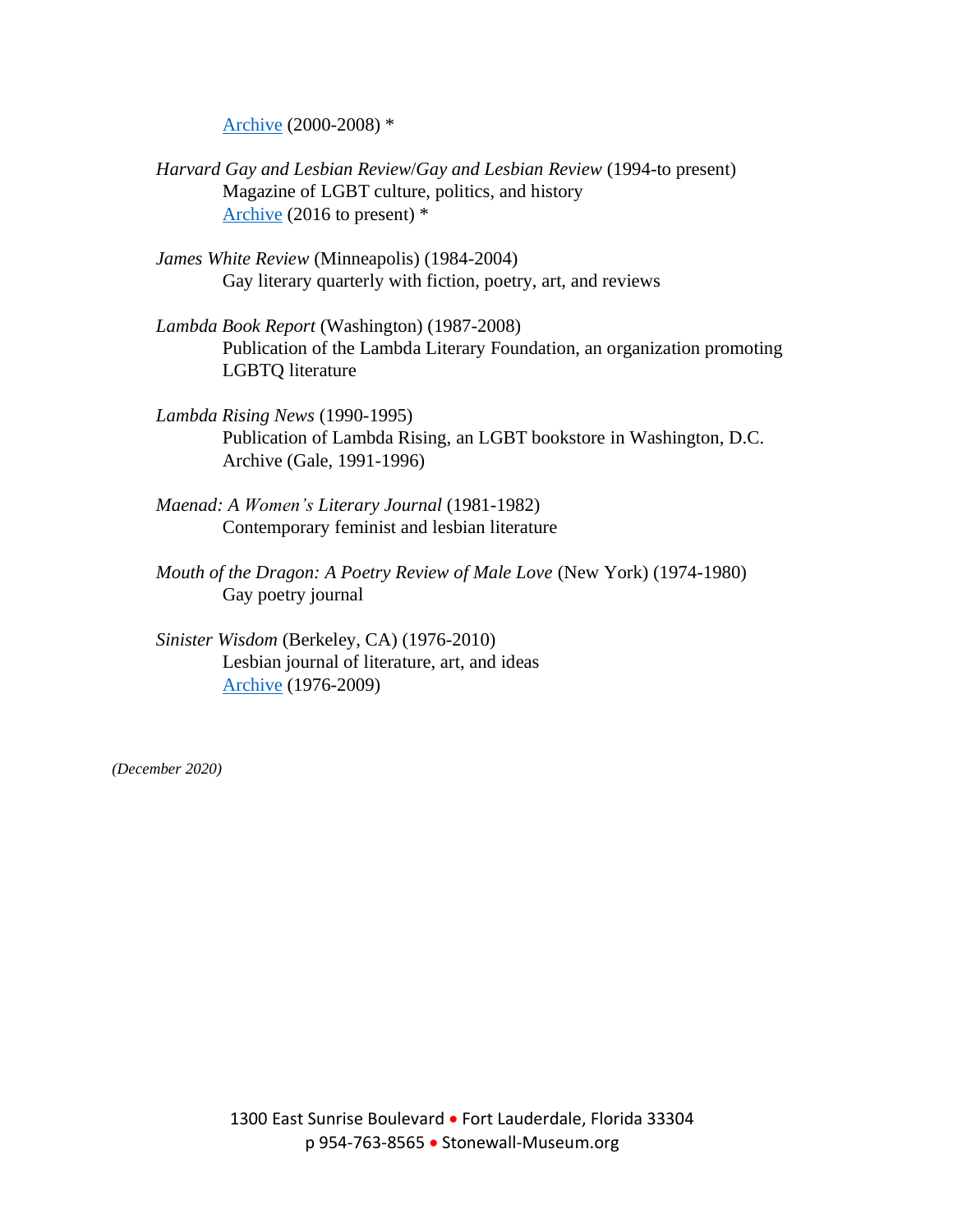Archive (2000-2008) *

*Harvard Gay and Lesbian Review*/*Gay and Lesbian Review* (1994-to present)
Magazine of LGBT culture, politics, and history
Archive (2016 to present) *

*James White Review* (Minneapolis) (1984-2004)
Gay literary quarterly with fiction, poetry, art, and reviews

*Lambda Book Report* (Washington) (1987-2008)
Publication of the Lambda Literary Foundation, an organization promoting LGBTQ literature

*Lambda Rising News* (1990-1995)
Publication of Lambda Rising, an LGBT bookstore in Washington, D.C.
Archive (Gale, 1991-1996)

*Maenad: A Women's Literary Journal* (1981-1982)
Contemporary feminist and lesbian literature

*Mouth of the Dragon: A Poetry Review of Male Love* (New York) (1974-1980)
Gay poetry journal

*Sinister Wisdom* (Berkeley, CA) (1976-2010)
Lesbian journal of literature, art, and ideas
Archive (1976-2009)

*(December 2020)*